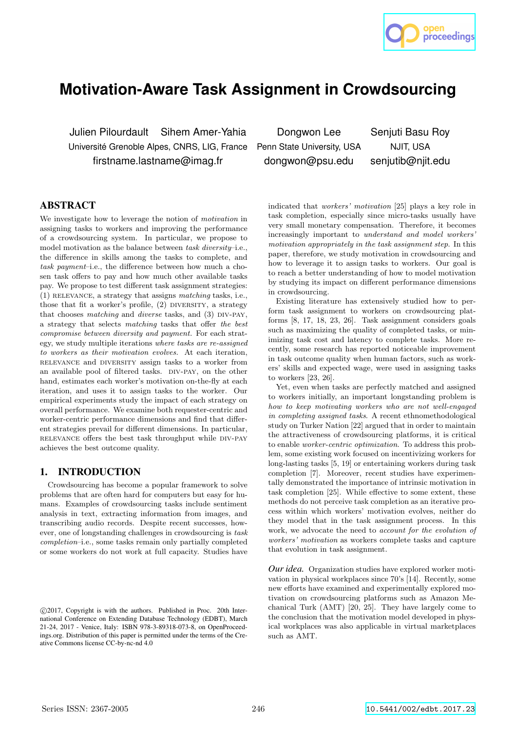# Motivation-Aware Task Assignment in Crowdsourcing

Julien Pilourdault  Sihem Amer-Yahia
Université Grenoble Alpes, CNRS, LIG, France
firstname.lastname@imag.fr

Dongwon Lee
Penn State University, USA
dongwon@psu.edu

Senjuti Basu Roy
NJIT, USA
senjutib@njit.edu

## ABSTRACT

We investigate how to leverage the notion of *motivation* in assigning tasks to workers and improving the performance of a crowdsourcing system. In particular, we propose to model motivation as the balance between *task diversity*–i.e., the difference in skills among the tasks to complete, and *task payment*–i.e., the difference between how much a chosen task offers to pay and how much other available tasks pay. We propose to test different task assignment strategies: (1) RELEVANCE, a strategy that assigns *matching* tasks, i.e., those that fit a worker's profile, (2) DIVERSITY, a strategy that chooses *matching* and *diverse* tasks, and (3) DIV-PAY, a strategy that selects *matching* tasks that offer *the best compromise between diversity and payment.* For each strategy, we study multiple iterations *where tasks are re-assigned to workers as their motivation evolves.* At each iteration, RELEVANCE and DIVERSITY assign tasks to a worker from an available pool of filtered tasks. DIV-PAY, on the other hand, estimates each worker's motivation on-the-fly at each iteration, and uses it to assign tasks to the worker. Our empirical experiments study the impact of each strategy on overall performance. We examine both requester-centric and worker-centric performance dimensions and find that different strategies prevail for different dimensions. In particular, RELEVANCE offers the best task throughput while DIV-PAY achieves the best outcome quality.

## 1. INTRODUCTION

Crowdsourcing has become a popular framework to solve problems that are often hard for computers but easy for humans. Examples of crowdsourcing tasks include sentiment analysis in text, extracting information from images, and transcribing audio records. Despite recent successes, however, one of longstanding challenges in crowdsourcing is *task completion*–i.e., some tasks remain only partially completed or some workers do not work at full capacity. Studies have indicated that *workers' motivation* [25] plays a key role in task completion, especially since micro-tasks usually have very small monetary compensation. Therefore, it becomes increasingly important to *understand and model workers' motivation appropriately in the task assignment step*. In this paper, therefore, we study motivation in crowdsourcing and how to leverage it to assign tasks to workers. Our goal is to reach a better understanding of how to model motivation by studying its impact on different performance dimensions in crowdsourcing.

Existing literature has extensively studied how to perform task assignment to workers on crowdsourcing platforms [8, 17, 18, 23, 26]. Task assignment considers goals such as maximizing the quality of completed tasks, or minimizing task cost and latency to complete tasks. More recently, some research has reported noticeable improvement in task outcome quality when human factors, such as workers' skills and expected wage, were used in assigning tasks to workers [23, 26].

Yet, even when tasks are perfectly matched and assigned to workers initially, an important longstanding problem is *how to keep motivating workers who are not well-engaged in completing assigned tasks*. A recent ethnomethodological study on Turker Nation [22] argued that in order to maintain the attractiveness of crowdsourcing platforms, it is critical to enable *worker-centric optimization*. To address this problem, some existing work focused on incentivizing workers for long-lasting tasks [5, 19] or entertaining workers during task completion [7]. Moreover, recent studies have experimentally demonstrated the importance of intrinsic motivation in task completion [25]. While effective to some extent, these methods do not perceive task completion as an iterative process within which workers' motivation evolves, neither do they model that in the task assignment process. In this work, we advocate the need to *account for the evolution of workers' motivation* as workers complete tasks and capture that evolution in task assignment.

***Our idea.*** Organization studies have explored worker motivation in physical workplaces since 70's [14]. Recently, some new efforts have examined and experimentally explored motivation on crowdsourcing platforms such as Amazon Mechanical Turk (AMT) [20, 25]. They have largely come to the conclusion that the motivation model developed in physical workplaces was also applicable in virtual marketplaces such as AMT.

©2017, Copyright is with the authors. Published in Proc. 20th International Conference on Extending Database Technology (EDBT), March 21-24, 2017 - Venice, Italy: ISBN 978-3-89318-073-8, on OpenProceedings.org. Distribution of this paper is permitted under the terms of the Creative Commons license CC-by-nc-nd 4.0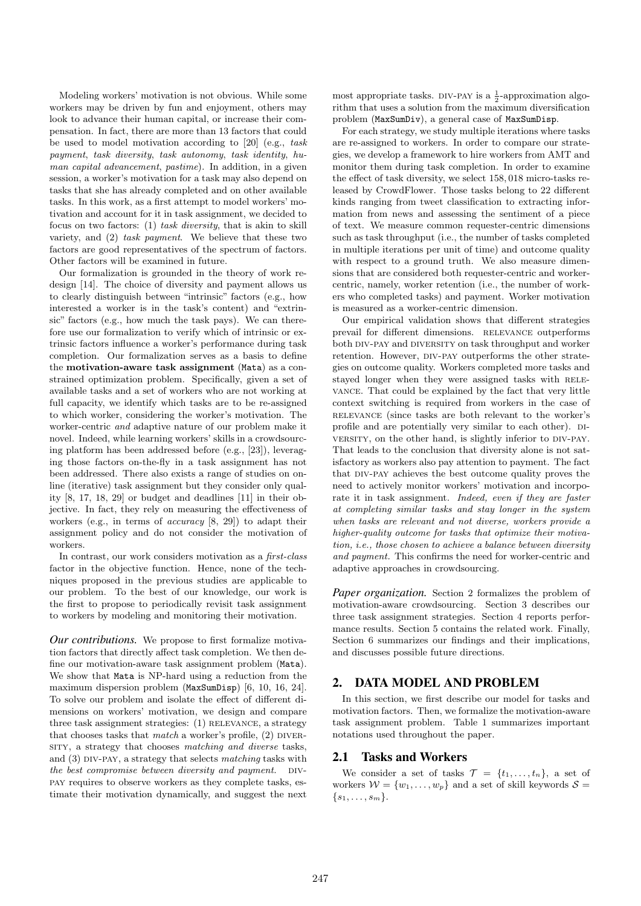Modeling workers' motivation is not obvious. While some workers may be driven by fun and enjoyment, others may look to advance their human capital, or increase their compensation. In fact, there are more than 13 factors that could be used to model motivation according to [20] (e.g., *task payment*, *task diversity*, *task autonomy*, *task identity*, *human capital advancement*, *pastime*). In addition, in a given session, a worker's motivation for a task may also depend on tasks that she has already completed and on other available tasks. In this work, as a first attempt to model workers' motivation and account for it in task assignment, we decided to focus on two factors: (1) *task diversity*, that is akin to skill variety, and (2) *task payment*. We believe that these two factors are good representatives of the spectrum of factors. Other factors will be examined in future.

Our formalization is grounded in the theory of work redesign [14]. The choice of diversity and payment allows us to clearly distinguish between "intrinsic" factors (e.g., how interested a worker is in the task's content) and "extrinsic" factors (e.g., how much the task pays). We can therefore use our formalization to verify which of intrinsic or extrinsic factors influence a worker's performance during task completion. Our formalization serves as a basis to define the **motivation-aware task assignment** (Mata) as a constrained optimization problem. Specifically, given a set of available tasks and a set of workers who are not working at full capacity, we identify which tasks are to be re-assigned to which worker, considering the worker's motivation. The worker-centric *and* adaptive nature of our problem make it novel. Indeed, while learning workers' skills in a crowdsourcing platform has been addressed before (e.g., [23]), leveraging those factors on-the-fly in a task assignment has not been addressed. There also exists a range of studies on online (iterative) task assignment but they consider only quality [8, 17, 18, 29] or budget and deadlines [11] in their objective. In fact, they rely on measuring the effectiveness of workers (e.g., in terms of *accuracy* [8, 29]) to adapt their assignment policy and do not consider the motivation of workers.

In contrast, our work considers motivation as a *first-class* factor in the objective function. Hence, none of the techniques proposed in the previous studies are applicable to our problem. To the best of our knowledge, our work is the first to propose to periodically revisit task assignment to workers by modeling and monitoring their motivation.

***Our contributions.*** We propose to first formalize motivation factors that directly affect task completion. We then define our motivation-aware task assignment problem (Mata). We show that Mata is NP-hard using a reduction from the maximum dispersion problem (MaxSumDisp) [6, 10, 16, 24]. To solve our problem and isolate the effect of different dimensions on workers' motivation, we design and compare three task assignment strategies: (1) RELEVANCE, a strategy that chooses tasks that *match* a worker's profile, (2) DIVERSITY, a strategy that chooses *matching and diverse* tasks, and (3) DIV-PAY, a strategy that selects *matching* tasks with *the best compromise between diversity and payment*. DIV-PAY requires to observe workers as they complete tasks, estimate their motivation dynamically, and suggest the next most appropriate tasks. DIV-PAY is a $\frac{1}{2}$-approximation algorithm that uses a solution from the maximum diversification problem (MaxSumDiv), a general case of MaxSumDisp.

For each strategy, we study multiple iterations where tasks are re-assigned to workers. In order to compare our strategies, we develop a framework to hire workers from AMT and monitor them during task completion. In order to examine the effect of task diversity, we select 158,018 micro-tasks released by CrowdFlower. Those tasks belong to 22 different kinds ranging from tweet classification to extracting information from news and assessing the sentiment of a piece of text. We measure common requester-centric dimensions such as task throughput (i.e., the number of tasks completed in multiple iterations per unit of time) and outcome quality with respect to a ground truth. We also measure dimensions that are considered both requester-centric and worker-centric, namely, worker retention (i.e., the number of workers who completed tasks) and payment. Worker motivation is measured as a worker-centric dimension.

Our empirical validation shows that different strategies prevail for different dimensions. RELEVANCE outperforms both DIV-PAY and DIVERSITY on task throughput and worker retention. However, DIV-PAY outperforms the other strategies on outcome quality. Workers completed more tasks and stayed longer when they were assigned tasks with RELEVANCE. That could be explained by the fact that very little context switching is required from workers in the case of RELEVANCE (since tasks are both relevant to the worker's profile and are potentially very similar to each other). DIVERSITY, on the other hand, is slightly inferior to DIV-PAY. That leads to the conclusion that diversity alone is not satisfactory as workers also pay attention to payment. The fact that DIV-PAY achieves the best outcome quality proves the need to actively monitor workers' motivation and incorporate it in task assignment. *Indeed, even if they are faster at completing similar tasks and stay longer in the system when tasks are relevant and not diverse, workers provide a higher-quality outcome for tasks that optimize their motivation, i.e., those chosen to achieve a balance between diversity and payment.* This confirms the need for worker-centric and adaptive approaches in crowdsourcing.

***Paper organization.*** Section 2 formalizes the problem of motivation-aware crowdsourcing. Section 3 describes our three task assignment strategies. Section 4 reports performance results. Section 5 contains the related work. Finally, Section 6 summarizes our findings and their implications, and discusses possible future directions.

## 2. DATA MODEL AND PROBLEM

In this section, we first describe our model for tasks and motivation factors. Then, we formalize the motivation-aware task assignment problem. Table 1 summarizes important notations used throughout the paper.

### 2.1 Tasks and Workers

We consider a set of tasks $\mathcal{T} = \{t_1, \ldots, t_n\}$, a set of workers $\mathcal{W} = \{w_1, \ldots, w_p\}$ and a set of skill keywords $\mathcal{S} = \{s_1, \ldots, s_m\}$.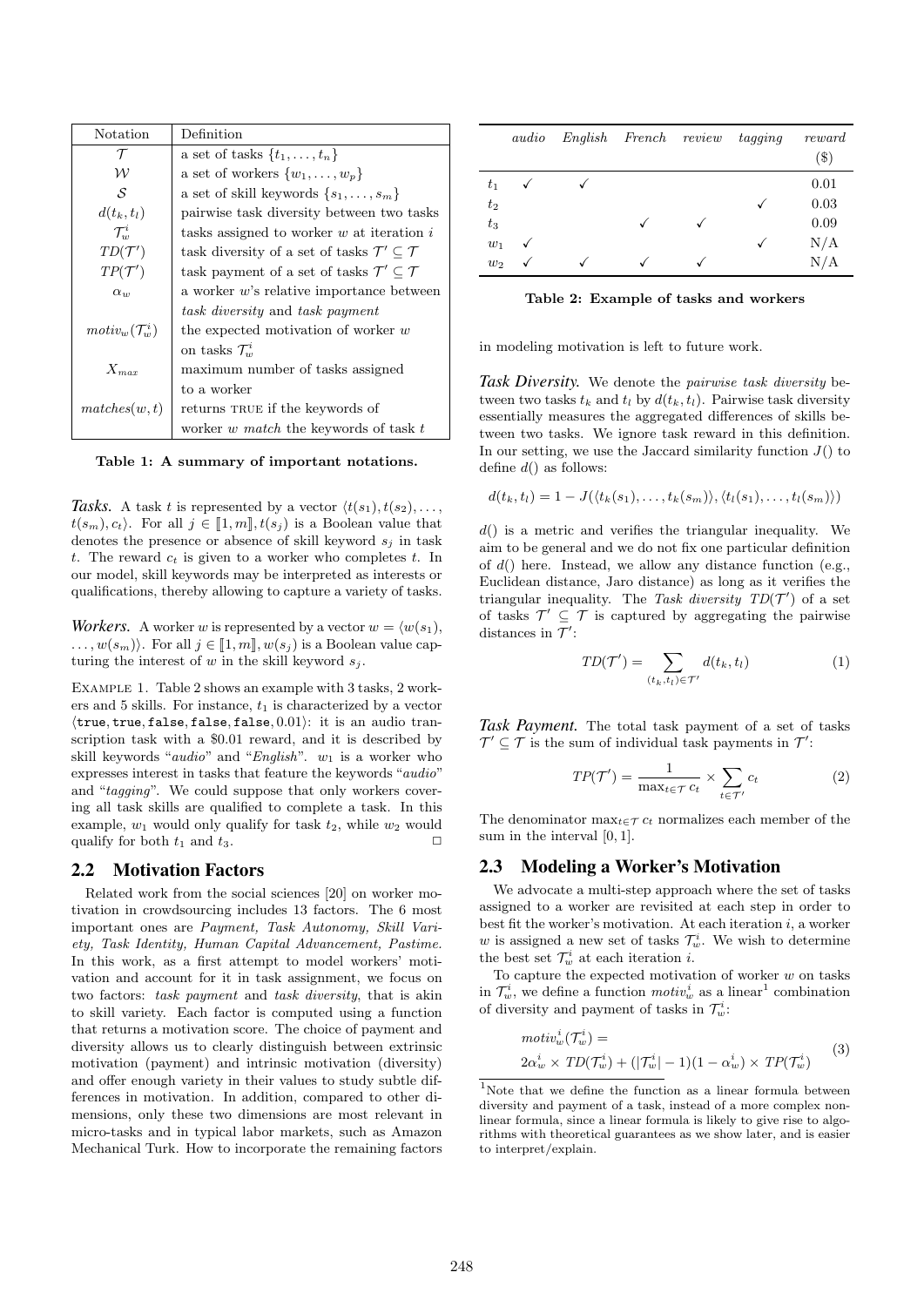| Notation | Definition |
|---|---|
| $\mathcal{T}$ | a set of tasks $\{t_1, \ldots, t_n\}$ |
| $\mathcal{W}$ | a set of workers $\{w_1, \ldots, w_p\}$ |
| $\mathcal{S}$ | a set of skill keywords $\{s_1, \ldots, s_m\}$ |
| $d(t_k, t_l)$ | pairwise task diversity between two tasks |
| $\mathcal{T}_w^i$ | tasks assigned to worker $w$ at iteration $i$ |
| $TD(\mathcal{T}')$ | task diversity of a set of tasks $\mathcal{T}' \subseteq \mathcal{T}$ |
| $TP(\mathcal{T}')$ | task payment of a set of tasks $\mathcal{T}' \subseteq \mathcal{T}$ |
| $\alpha_w$ | a worker $w$'s relative importance between *task diversity* and *task payment* |
| $motiv_w(\mathcal{T}_w^i)$ | the expected motivation of worker $w$ on tasks $\mathcal{T}_w^i$ |
| $X_{max}$ | maximum number of tasks assigned to a worker |
| $matches(w, t)$ | returns TRUE if the keywords of worker $w$ *match* the keywords of task $t$ |

**Table 1: A summary of important notations.**

***Tasks.*** A task $t$ is represented by a vector $\langle t(s_1), t(s_2), \ldots, t(s_m), c_t \rangle$. For all $j \in [\![1, m]\!]$, $t(s_j)$ is a Boolean value that denotes the presence or absence of skill keyword $s_j$ in task $t$. The reward $c_t$ is given to a worker who completes $t$. In our model, skill keywords may be interpreted as interests or qualifications, thereby allowing to capture a variety of tasks.

***Workers.*** A worker $w$ is represented by a vector $w = \langle w(s_1), \ldots, w(s_m) \rangle$. For all $j \in [\![1, m]\!]$, $w(s_j)$ is a Boolean value capturing the interest of $w$ in the skill keyword $s_j$.

EXAMPLE 1. Table 2 shows an example with 3 tasks, 2 workers and 5 skills. For instance, $t_1$ is characterized by a vector $\langle \texttt{true}, \texttt{true}, \texttt{false}, \texttt{false}, \texttt{false}, 0.01 \rangle$: it is an audio transcription task with a \$0.01 reward, and it is described by skill keywords "*audio*" and "*English*". $w_1$ is a worker who expresses interest in tasks that feature the keywords "*audio*" and "*tagging*". We could suppose that only workers covering all task skills are qualified to complete a task. In this example, $w_1$ would only qualify for task $t_2$, while $w_2$ would qualify for both $t_1$ and $t_3$. □

## 2.2 Motivation Factors

Related work from the social sciences [20] on worker motivation in crowdsourcing includes 13 factors. The 6 most important ones are *Payment, Task Autonomy, Skill Variety, Task Identity, Human Capital Advancement, Pastime.* In this work, as a first attempt to model workers' motivation and account for it in task assignment, we focus on two factors: *task payment* and *task diversity*, that is akin to skill variety. Each factor is computed using a function that returns a motivation score. The choice of payment and diversity allows us to clearly distinguish between extrinsic motivation (payment) and intrinsic motivation (diversity) and offer enough variety in their values to study subtle differences in motivation. In addition, compared to other dimensions, only these two dimensions are most relevant in micro-tasks and in typical labor markets, such as Amazon Mechanical Turk. How to incorporate the remaining factors in modeling motivation is left to future work.

| | *audio* | *English* | *French* | *review* | *tagging* | *reward* (\$) |
|---|---|---|---|---|---|---|
| $t_1$ | ✓ | ✓ | | | | 0.01 |
| $t_2$ | | | | | ✓ | 0.03 |
| $t_3$ | | | ✓ | ✓ | | 0.09 |
| $w_1$ | ✓ | | | | ✓ | N/A |
| $w_2$ | ✓ | ✓ | ✓ | ✓ | | N/A |

**Table 2: Example of tasks and workers**

***Task Diversity.*** We denote the *pairwise task diversity* between two tasks $t_k$ and $t_l$ by $d(t_k, t_l)$. Pairwise task diversity essentially measures the aggregated differences of skills between two tasks. We ignore task reward in this definition. In our setting, we use the Jaccard similarity function $J()$ to define $d()$ as follows:

$$d(t_k, t_l) = 1 - J(\langle t_k(s_1), \ldots, t_k(s_m) \rangle, \langle t_l(s_1), \ldots, t_l(s_m) \rangle)$$

$d()$ is a metric and verifies the triangular inequality. We aim to be general and we do not fix one particular definition of $d()$ here. Instead, we allow any distance function (e.g., Euclidean distance, Jaro distance) as long as it verifies the triangular inequality. The *Task diversity* $TD(\mathcal{T}')$ of a set of tasks $\mathcal{T}' \subseteq \mathcal{T}$ is captured by aggregating the pairwise distances in $\mathcal{T}'$:

$$TD(\mathcal{T}') = \sum_{(t_k, t_l) \in \mathcal{T}'} d(t_k, t_l) \tag{1}$$

***Task Payment.*** The total task payment of a set of tasks $\mathcal{T}' \subseteq \mathcal{T}$ is the sum of individual task payments in $\mathcal{T}'$:

$$TP(\mathcal{T}') = \frac{1}{\max_{t \in \mathcal{T}} c_t} \times \sum_{t \in \mathcal{T}'} c_t \tag{2}$$

The denominator $\max_{t \in \mathcal{T}} c_t$ normalizes each member of the sum in the interval $[0, 1]$.

## 2.3 Modeling a Worker's Motivation

We advocate a multi-step approach where the set of tasks assigned to a worker are revisited at each step in order to best fit the worker's motivation. At each iteration $i$, a worker $w$ is assigned a new set of tasks $\mathcal{T}_w^i$. We wish to determine the best set $\mathcal{T}_w^i$ at each iteration $i$.

To capture the expected motivation of worker $w$ on tasks in $\mathcal{T}_w^i$, we define a function $motiv_w^i$ as a linear[1] combination of diversity and payment of tasks in $\mathcal{T}_w^i$:

$$\begin{aligned} &motiv_w^i(\mathcal{T}_w^i) = \\ &2\alpha_w^i \times TD(\mathcal{T}_w^i) + (|\mathcal{T}_w^i| - 1)(1 - \alpha_w^i) \times TP(\mathcal{T}_w^i) \end{aligned} \tag{3}$$

[1]Note that we define the function as a linear formula between diversity and payment of a task, instead of a more complex non-linear formula, since a linear formula is likely to give rise to algorithms with theoretical guarantees as we show later, and is easier to interpret/explain.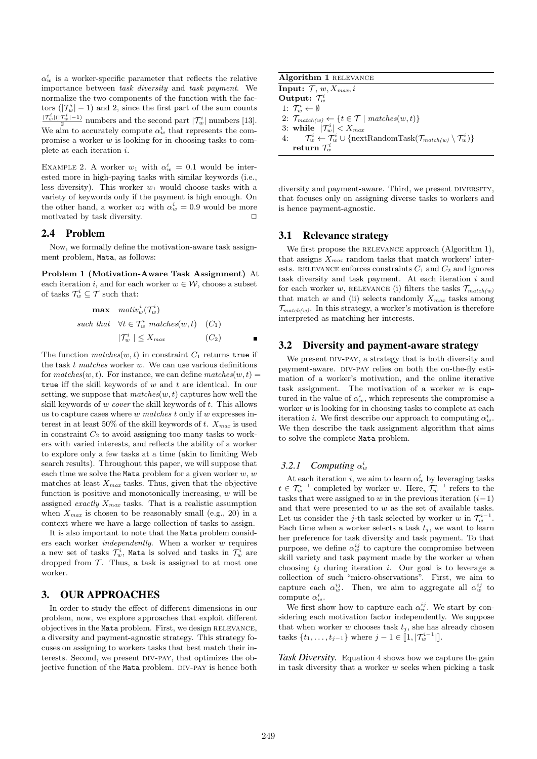$\alpha_w^i$ is a worker-specific parameter that reflects the relative importance between *task diversity* and *task payment*. We normalize the two components of the function with the factors $(|\mathcal{T}_w^i| - 1)$ and 2, since the first part of the sum counts $\frac{|\mathcal{T}_w^i|(|\mathcal{T}_w^i|-1)}{2}$ numbers and the second part $|\mathcal{T}_w^i|$ numbers [13]. We aim to accurately compute $\alpha_w^i$ that represents the compromise a worker $w$ is looking for in choosing tasks to complete at each iteration $i$.

EXAMPLE 2. A worker $w_1$ with $\alpha_w^i = 0.1$ would be interested more in high-paying tasks with similar keywords (i.e., less diversity). This worker $w_1$ would choose tasks with a variety of keywords only if the payment is high enough. On the other hand, a worker $w_2$ with $\alpha_w^i = 0.9$ would be more motivated by task diversity. □

## 2.4 Problem

Now, we formally define the motivation-aware task assignment problem, Mata, as follows:

**Problem 1 (Motivation-Aware Task Assignment)** At each iteration $i$, and for each worker $w \in \mathcal{W}$, choose a subset of tasks $\mathcal{T}_w^i \subseteq \mathcal{T}$ such that:

$$\begin{aligned} &\textbf{max} \quad motiv_w^i(\mathcal{T}_w^i) \\ &\textit{such that} \quad \forall t \in \mathcal{T}_w^i \ matches(w, t) \quad (C_1) \\ &\qquad\qquad\quad |\mathcal{T}_w^i| \leq X_{max} \qquad\qquad (C_2) \end{aligned}$$

The function $matches(w, t)$ in constraint $C_1$ returns true if the task $t$ *matches* worker $w$. We can use various definitions for $matches(w, t)$. For instance, we can define $matches(w, t) =$ true iff the skill keywords of $w$ and $t$ are identical. In our setting, we suppose that $matches(w, t)$ captures how well the skill keywords of $w$ *cover* the skill keywords of $t$. This allows us to capture cases where $w$ *matches* $t$ only if $w$ expresses interest in at least 50% of the skill keywords of $t$. $X_{max}$ is used in constraint $C_2$ to avoid assigning too many tasks to workers with varied interests, and reflects the ability of a worker to explore only a few tasks at a time (akin to limiting Web search results). Throughout this paper, we will suppose that each time we solve the Mata problem for a given worker $w$, $w$ matches at least $X_{max}$ tasks. Thus, given that the objective function is positive and monotonically increasing, $w$ will be assigned *exactly* $X_{max}$ tasks. That is a realistic assumption when $X_{max}$ is chosen to be reasonably small (e.g., 20) in a context where we have a large collection of tasks to assign.

It is also important to note that the Mata problem considers each worker *independently*. When a worker $w$ requires a new set of tasks $\mathcal{T}_w^i$, Mata is solved and tasks in $\mathcal{T}_w^i$ are dropped from $\mathcal{T}$. Thus, a task is assigned to at most one worker.

# 3. OUR APPROACHES

In order to study the effect of different dimensions in our problem, now, we explore approaches that exploit different objectives in the Mata problem. First, we design RELEVANCE, a diversity and payment-agnostic strategy. This strategy focuses on assigning to workers tasks that best match their interests. Second, we present DIV-PAY, that optimizes the objective function of the Mata problem. DIV-PAY is hence both diversity and payment-aware. Third, we present DIVERSITY, that focuses only on assigning diverse tasks to workers and is hence payment-agnostic.

**Algorithm 1** RELEVANCE

**Input:** $\mathcal{T}$, $w$, $X_{max}$, $i$
**Output:** $\mathcal{T}_w^i$
1: $\mathcal{T}_w^i \leftarrow \emptyset$
2: $\mathcal{T}_{match(w)} \leftarrow \{t \in \mathcal{T} \mid matches(w, t)\}$
3: **while** $|\mathcal{T}_w^i| < X_{max}$
4: $\quad \mathcal{T}_w^i \leftarrow \mathcal{T}_w^i \cup \{\text{nextRandomTask}(\mathcal{T}_{match(w)} \setminus \mathcal{T}_w^i)\}$
**return** $\mathcal{T}_w^i$

## 3.1 Relevance strategy

We first propose the RELEVANCE approach (Algorithm 1), that assigns $X_{max}$ random tasks that match workers' interests. RELEVANCE enforces constraints $C_1$ and $C_2$ and ignores task diversity and task payment. At each iteration $i$ and for each worker $w$, RELEVANCE (i) filters the tasks $\mathcal{T}_{match(w)}$ that match $w$ and (ii) selects randomly $X_{max}$ tasks among $\mathcal{T}_{match(w)}$. In this strategy, a worker's motivation is therefore interpreted as matching her interests.

## 3.2 Diversity and payment-aware strategy

We present DIV-PAY, a strategy that is both diversity and payment-aware. DIV-PAY relies on both the on-the-fly estimation of a worker's motivation, and the online iterative task assignment. The motivation of a worker $w$ is captured in the value of $\alpha_w^i$, which represents the compromise a worker $w$ is looking for in choosing tasks to complete at each iteration $i$. We first describe our approach to computing $\alpha_w^i$. We then describe the task assignment algorithm that aims to solve the complete Mata problem.

### 3.2.1 Computing $\alpha_w^i$

At each iteration $i$, we aim to learn $\alpha_w^i$ by leveraging tasks $t \in \mathcal{T}_w^{i-1}$ completed by worker $w$. Here, $\mathcal{T}_w^{i-1}$ refers to the tasks that were assigned to $w$ in the previous iteration $(i-1)$ and that were presented to $w$ as the set of available tasks. Let us consider the $j$-th task selected by worker $w$ in $\mathcal{T}_w^{i-1}$. Each time when a worker selects a task $t_j$, we want to learn her preference for task diversity and task payment. To that purpose, we define $\alpha_w^{ij}$ to capture the compromise between skill variety and task payment made by the worker $w$ when choosing $t_j$ during iteration $i$. Our goal is to leverage a collection of such "micro-observations". First, we aim to capture each $\alpha_w^{ij}$. Then, we aim to aggregate all $\alpha_w^{ij}$ to compute $\alpha_w^i$.

We first show how to capture each $\alpha_w^{ij}$. We start by considering each motivation factor independently. We suppose that when worker $w$ chooses task $t_j$, she has already chosen tasks $\{t_1, \ldots, t_{j-1}\}$ where $j - 1 \in [\![1, |\mathcal{T}_w^{i-1}|[\![$.

*Task Diversity.* Equation 4 shows how we capture the gain in task diversity that a worker $w$ seeks when picking a task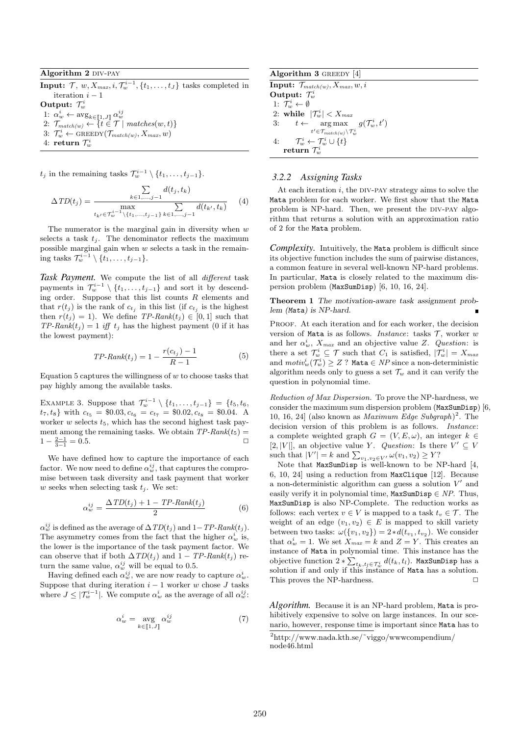**Algorithm 2** DIV-PAY

**Input:** $\mathcal{T}$, $w, X_{max}, i, \mathcal{T}_w^{i-1}, \{t_1, \ldots, t_J\}$ tasks completed in iteration $i-1$

**Output:** $\mathcal{T}_w^i$

1: $\alpha_w^i \leftarrow \text{avg}_{k \in [\![1,J]\!]} \alpha_w^{ij}$
2: $\mathcal{T}_{match(w)} \leftarrow \{t \in \mathcal{T} \mid matches(w,t)\}$
3: $\mathcal{T}_w^i \leftarrow \text{GREEDY}(\mathcal{T}_{match(w)}, X_{max}, w)$
4: **return** $\mathcal{T}_w^i$

$t_j$ in the remaining tasks $\mathcal{T}_w^{i-1} \setminus \{t_1, \ldots, t_{j-1}\}$.

$$\Delta TD(t_j) = \frac{\sum_{k \in 1,\ldots,j-1} d(t_j, t_k)}{\max\limits_{t_{k'} \in \mathcal{T}_w^{i-1} \setminus \{t_1,\ldots,t_{j-1}\}} \sum_{k \in 1,\ldots,j-1} d(t_{k'}, t_k)} \quad (4)$$

The numerator is the marginal gain in diversity when $w$ selects a task $t_j$. The denominator reflects the maximum possible marginal gain when $w$ selects a task in the remaining tasks $\mathcal{T}_w^{i-1} \setminus \{t_1, \ldots, t_{j-1}\}$.

***Task Payment.*** We compute the list of all *different* task payments in $\mathcal{T}_w^{i-1} \setminus \{t_1, \ldots, t_{j-1}\}$ and sort it by descending order. Suppose that this list counts $R$ elements and that $r(t_j)$ is the rank of $c_{t_j}$ in this list (if $c_{t_j}$ is the highest then $r(t_j) = 1$). We define $TP\text{-}Rank(t_j) \in [0, 1]$ such that $TP\text{-}Rank(t_j) = 1$ *iff* $t_j$ has the highest payment (0 if it has the lowest payment):

$$TP\text{-}Rank(t_j) = 1 - \frac{r(c_{t_j}) - 1}{R - 1} \quad (5)$$

Equation 5 captures the willingness of $w$ to choose tasks that pay highly among the available tasks.

EXAMPLE 3. Suppose that $\mathcal{T}_w^{i-1} \setminus \{t_1, \ldots, t_{j-1}\} = \{t_5, t_6, t_7, t_8\}$ with $c_{t_5} = \$0.03, c_{t_6} = c_{t_7} = \$0.02, c_{t_8} = \$0.04$. A worker $w$ selects $t_5$, which has the second highest task payment among the remaining tasks. We obtain $TP\text{-}Rank(t_5) = 1 - \frac{2-1}{3-1} = 0.5$. □

We have defined how to capture the importance of each factor. We now need to define $\alpha_w^{ij}$, that captures the compromise between task diversity and task payment that worker $w$ seeks when selecting task $t_j$. We set:

$$\alpha_w^{ij} = \frac{\Delta TD(t_j) + 1 - TP\text{-}Rank(t_j)}{2} \quad (6)$$

$\alpha_w^{ij}$ is defined as the average of $\Delta TD(t_j)$ and $1 - TP\text{-}Rank(t_j)$. The asymmetry comes from the fact that the higher $\alpha_w^i$ is, the lower is the importance of the task payment factor. We can observe that if both $\Delta TD(t_j)$ and $1 - TP\text{-}Rank(t_j)$ return the same value, $\alpha_w^{ij}$ will be equal to 0.5.

Having defined each $\alpha_w^{ij}$, we are now ready to capture $\alpha_w^i$. Suppose that during iteration $i-1$ worker $w$ chose $J$ tasks where $J \leq |\mathcal{T}_w^{i-1}|$. We compute $\alpha_w^i$ as the average of all $\alpha_w^{ij}$:

$$\alpha_w^i = \operatorname*{avg}_{k \in [\![1,J]\!]} \alpha_w^{ij} \quad (7)$$

**Algorithm 3** GREEDY [4]

**Input:** $\mathcal{T}_{match(w)}, X_{max}, w, i$

**Output:** $\mathcal{T}_w^i$

1: $\mathcal{T}_w^i \leftarrow \emptyset$
2: **while** $|\mathcal{T}_w^i| < X_{max}$
3: $\quad t \leftarrow \operatorname*{arg\,max}\limits_{t' \in \mathcal{T}_{match(w)} \setminus \mathcal{T}_w^i} g(\mathcal{T}_w^i, t')$
4: $\quad \mathcal{T}_w^i \leftarrow \mathcal{T}_w^i \cup \{t\}$
**return** $\mathcal{T}_w^i$

### 3.2.2 Assigning Tasks

At each iteration $i$, the DIV-PAY strategy aims to solve the Mata problem for each worker. We first show that the Mata problem is NP-hard. Then, we present the DIV-PAY algorithm that returns a solution with an approximation ratio of 2 for the Mata problem.

***Complexity.*** Intuitively, the Mata problem is difficult since its objective function includes the sum of pairwise distances, a common feature in several well-known NP-hard problems. In particular, Mata is closely related to the maximum dispersion problem (MaxSumDisp) [6, 10, 16, 24].

**Theorem 1** *The motivation-aware task assignment problem (Mata) is NP-hard.* ∎

PROOF. At each iteration and for each worker, the decision version of Mata is as follows. *Instance*: tasks $\mathcal{T}$, worker $w$ and her $\alpha_w^i$, $X_{max}$ and an objective value $Z$. *Question*: is there a set $\mathcal{T}_w^i \subseteq \mathcal{T}$ such that $C_1$ is satisfied, $|\mathcal{T}_w^i| = X_{max}$ and $motiv_w^i(\mathcal{T}_w^i) \geq Z$ ? Mata $\in NP$ since a non-deterministic algorithm needs only to guess a set $\mathcal{T}_w$ and it can verify the question in polynomial time.

*Reduction of Max Dispersion.* To prove the NP-hardness, we consider the maximum sum dispersion problem (MaxSumDisp) [6, 10, 16, 24] (also known as *Maximum Edge Subgraph*)[2]. The decision version of this problem is as follows. *Instance*: a complete weighted graph $G = (V, E, \omega)$, an integer $k \in [2, |V|]$, an objective value $Y$. *Question*: Is there $V' \subseteq V$ such that $|V'| = k$ and $\sum_{v_1,v_2 \in V'} \omega(v_1, v_2) \geq Y$?

Note that MaxSumDisp is well-known to be NP-hard [4, 6, 10, 24] using a reduction from MaxClique [12]. Because a non-deterministic algorithm can guess a solution $V'$ and easily verify it in polynomial time, MaxSumDisp $\in NP$. Thus, MaxSumDisp is also NP-Complete. The reduction works as follows: each vertex $v \in V$ is mapped to a task $t_v \in \mathcal{T}$. The weight of an edge $(v_1, v_2) \in E$ is mapped to skill variety between two tasks: $\omega(\{v_1, v_2\}) = 2 * d(t_{v_1}, t_{v_2})$. We consider that $\alpha_w^i = 1$. We set $X_{max} = k$ and $Z = Y$. This creates an instance of Mata in polynomial time. This instance has the objective function $2 * \sum_{t_k,t_l \in \mathcal{T}_w^i} d(t_k, t_l)$. MaxSumDisp has a solution if and only if this instance of Mata has a solution. This proves the NP-hardness. □

***Algorithm.*** Because it is an NP-hard problem, Mata is prohibitively expensive to solve on large instances. In our scenario, however, response time is important since Mata has to

[2] http://www.nada.kth.se/~viggo/wwwcompendium/node46.html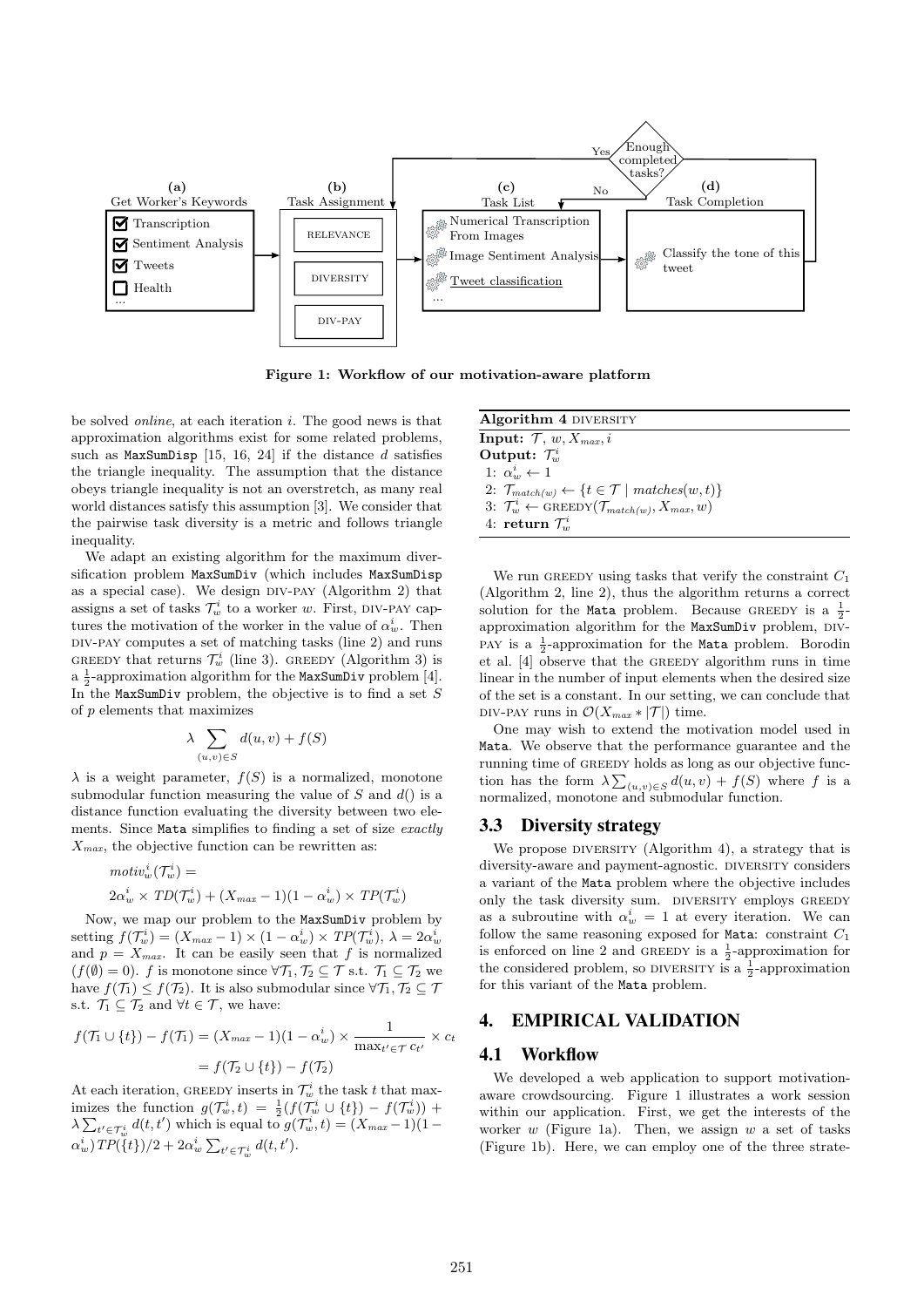Figure 1: Workflow of our motivation-aware platform

be solved *online*, at each iteration $i$. The good news is that approximation algorithms exist for some related problems, such as MaxSumDisp [15, 16, 24] if the distance $d$ satisfies the triangle inequality. The assumption that the distance obeys triangle inequality is not an overstretch, as many real world distances satisfy this assumption [3]. We consider that the pairwise task diversity is a metric and follows triangle inequality.

We adapt an existing algorithm for the maximum diversification problem MaxSumDiv (which includes MaxSumDisp as a special case). We design DIV-PAY (Algorithm 2) that assigns a set of tasks $\mathcal{T}_w^i$ to a worker $w$. First, DIV-PAY captures the motivation of the worker in the value of $\alpha_w^i$. Then DIV-PAY computes a set of matching tasks (line 2) and runs GREEDY that returns $\mathcal{T}_w^i$ (line 3). GREEDY (Algorithm 3) is a $\frac{1}{2}$-approximation algorithm for the MaxSumDiv problem [4]. In the MaxSumDiv problem, the objective is to find a set $S$ of $p$ elements that maximizes

$$\lambda \sum_{(u,v)\in S} d(u,v) + f(S)$$

$\lambda$ is a weight parameter, $f(S)$ is a normalized, monotone submodular function measuring the value of $S$ and $d()$ is a distance function evaluating the diversity between two elements. Since Mata simplifies to finding a set of size *exactly* $X_{max}$, the objective function can be rewritten as:

$$motiv_w^i(\mathcal{T}_w^i) =$$
$$2\alpha_w^i \times TD(\mathcal{T}_w^i) + (X_{max}-1)(1-\alpha_w^i) \times TP(\mathcal{T}_w^i)$$

Now, we map our problem to the MaxSumDiv problem by setting $f(\mathcal{T}_w^i) = (X_{max}-1) \times (1-\alpha_w^i) \times TP(\mathcal{T}_w^i)$, $\lambda = 2\alpha_w^i$ and $p = X_{max}$. It can be easily seen that $f$ is normalized ($f(\emptyset) = 0$). $f$ is monotone since $\forall \mathcal{T}_1, \mathcal{T}_2 \subseteq \mathcal{T}$ s.t. $\mathcal{T}_1 \subseteq \mathcal{T}_2$ we have $f(\mathcal{T}_1) \leq f(\mathcal{T}_2)$. It is also submodular since $\forall \mathcal{T}_1, \mathcal{T}_2 \subseteq \mathcal{T}$ s.t. $\mathcal{T}_1 \subseteq \mathcal{T}_2$ and $\forall t \in \mathcal{T}$, we have:

$$f(\mathcal{T}_1 \cup \{t\}) - f(\mathcal{T}_1) = (X_{max}-1)(1-\alpha_w^i) \times \frac{1}{\max_{t' \in \mathcal{T}} c_{t'}} \times c_t$$
$$= f(\mathcal{T}_2 \cup \{t\}) - f(\mathcal{T}_2)$$

At each iteration, GREEDY inserts in $\mathcal{T}_w^i$ the task $t$ that maximizes the function $g(\mathcal{T}_w^i, t) = \frac{1}{2}(f(\mathcal{T}_w^i \cup \{t\}) - f(\mathcal{T}_w^i)) + \lambda \sum_{t' \in \mathcal{T}_w^i} d(t,t')$ which is equal to $g(\mathcal{T}_w^i, t) = (X_{max}-1)(1-\alpha_w^i)TP(\{t\})/2 + 2\alpha_w^i \sum_{t' \in \mathcal{T}_w^i} d(t,t')$.

**Algorithm 4** DIVERSITY

**Input:** $\mathcal{T}$, $w$, $X_{max}$, $i$
**Output:** $\mathcal{T}_w^i$

1: $\alpha_w^i \leftarrow 1$
2: $\mathcal{T}_{match(w)} \leftarrow \{t \in \mathcal{T} \mid matches(w,t)\}$
3: $\mathcal{T}_w^i \leftarrow$ GREEDY$(\mathcal{T}_{match(w)}, X_{max}, w)$
4: **return** $\mathcal{T}_w^i$

We run GREEDY using tasks that verify the constraint $C_1$ (Algorithm 2, line 2), thus the algorithm returns a correct solution for the Mata problem. Because GREEDY is a $\frac{1}{2}$-approximation algorithm for the MaxSumDiv problem, DIV-PAY is a $\frac{1}{2}$-approximation for the Mata problem. Borodin et al. [4] observe that the GREEDY algorithm runs in time linear in the number of input elements when the desired size of the set is a constant. In our setting, we can conclude that DIV-PAY runs in $\mathcal{O}(X_{max} * |\mathcal{T}|)$ time.

One may wish to extend the motivation model used in Mata. We observe that the performance guarantee and the running time of GREEDY holds as long as our objective function has the form $\lambda \sum_{(u,v)\in S} d(u,v) + f(S)$ where $f$ is a normalized, monotone and submodular function.

### 3.3 Diversity strategy

We propose DIVERSITY (Algorithm 4), a strategy that is diversity-aware and payment-agnostic. DIVERSITY considers a variant of the Mata problem where the objective includes only the task diversity sum. DIVERSITY employs GREEDY as a subroutine with $\alpha_w^i = 1$ at every iteration. We can follow the same reasoning exposed for Mata: constraint $C_1$ is enforced on line 2 and GREEDY is a $\frac{1}{2}$-approximation for the considered problem, so DIVERSITY is a $\frac{1}{2}$-approximation for this variant of the Mata problem.

## 4. EMPIRICAL VALIDATION

### 4.1 Workflow

We developed a web application to support motivation-aware crowdsourcing. Figure 1 illustrates a work session within our application. First, we get the interests of the worker $w$ (Figure 1a). Then, we assign $w$ a set of tasks (Figure 1b). Here, we can employ one of the three strate-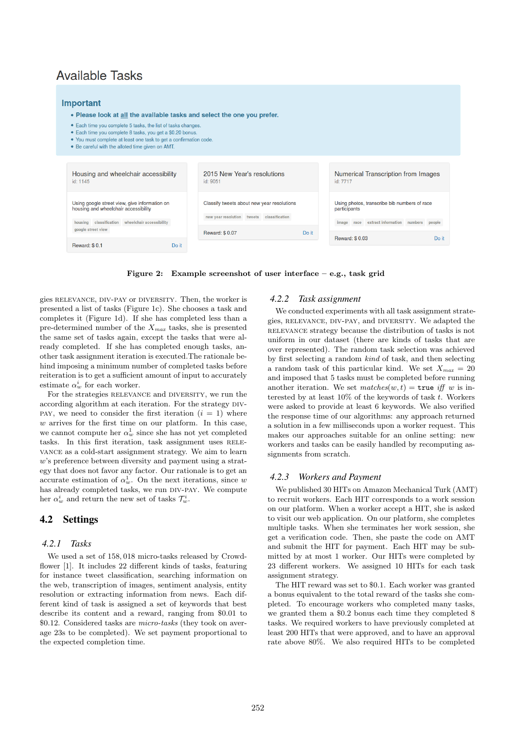## Available Tasks

**Important**

- **Please look at all the available tasks and select the one you prefer.**
- Each time you complete 5 tasks, the list of tasks changes.
- Each time you complete 8 tasks, you get a $0.20 bonus.
- You must complete at least one task to get a confirmation code.
- Be careful with the alloted time given on AMT.

| Housing and wheelchair accessibility (id: 1145) | 2015 New Year's resolutions (id: 9051) | Numerical Transcription from Images (id: 7717) |
|---|---|---|
| Using google street view, give information on housing and wheelchair accessibility | Classify tweets about new year resolutions | Using photos, transcribe bib numbers of race participants |
| housing, classification, wheelchair accessibility, google street view | new year resolution, tweets, classification | image, race, extract information, numbers, people |
| Reward: $ 0.1 — Do it | Reward: $ 0.07 — Do it | Reward: $ 0.03 — Do it |

**Figure 2: Example screenshot of user interface – e.g., task grid**

gies RELEVANCE, DIV-PAY or DIVERSITY. Then, the worker is presented a list of tasks (Figure 1c). She chooses a task and completes it (Figure 1d). If she has completed less than a pre-determined number of the $X_{max}$ tasks, she is presented the same set of tasks again, except the tasks that were already completed. If she has completed enough tasks, another task assignment iteration is executed.The rationale behind imposing a minimum number of completed tasks before reiteration is to get a sufficient amount of input to accurately estimate $\alpha_w^i$ for each worker.

For the strategies RELEVANCE and DIVERSITY, we run the according algorithm at each iteration. For the strategy DIV-PAY, we need to consider the first iteration ($i = 1$) where $w$ arrives for the first time on our platform. In this case, we cannot compute her $\alpha_w^1$ since she has not yet completed tasks. In this first iteration, task assignment uses RELEVANCE as a cold-start assignment strategy. We aim to learn $w$'s preference between diversity and payment using a strategy that does not favor any factor. Our rationale is to get an accurate estimation of $\alpha_w^1$. On the next iterations, since $w$ has already completed tasks, we run DIV-PAY. We compute her $\alpha_w^i$ and return the new set of tasks $\mathcal{T}_w^i$.

## 4.2 Settings

### 4.2.1 Tasks

We used a set of 158,018 micro-tasks released by CrowdFlower [1]. It includes 22 different kinds of tasks, featuring for instance tweet classification, searching information on the web, transcription of images, sentiment analysis, entity resolution or extracting information from news. Each different kind of task is assigned a set of keywords that best describe its content and a reward, ranging from $0.01 to $0.12. Considered tasks are *micro-tasks* (they took on average 23s to be completed). We set payment proportional to the expected completion time.

### 4.2.2 Task assignment

We conducted experiments with all task assignment strategies, RELEVANCE, DIV-PAY, and DIVERSITY. We adapted the RELEVANCE strategy because the distribution of tasks is not uniform in our dataset (there are kinds of tasks that are over represented). The random task selection was achieved by first selecting a random *kind* of task, and then selecting a random task of this particular kind. We set $X_{max} = 20$ and imposed that 5 tasks must be completed before running another iteration. We set $matches(w, t) =$ **true** *iff* $w$ is interested by at least 10% of the keywords of task $t$. Workers were asked to provide at least 6 keywords. We also verified the response time of our algorithms: any approach returned a solution in a few milliseconds upon a worker request. This makes our approaches suitable for an online setting: new workers and tasks can be easily handled by recomputing assignments from scratch.

### 4.2.3 Workers and Payment

We published 30 HITs on Amazon Mechanical Turk (AMT) to recruit workers. Each HIT corresponds to a work session on our platform. When a worker accept a HIT, she is asked to visit our web application. On our platform, she completes multiple tasks. When she terminates her work session, she get a verification code. Then, she paste the code on AMT and submit the HIT for payment. Each HIT may be submitted by at most 1 worker. Our HITs were completed by 23 different workers. We assigned 10 HITs for each task assignment strategy.

The HIT reward was set to $0.1. Each worker was granted a bonus equivalent to the total reward of the tasks she completed. To encourage workers who completed many tasks, we granted them a $0.2 bonus each time they completed 8 tasks. We required workers to have previously completed at least 200 HITs that were approved, and to have an approval rate above 80%. We also required HITs to be completed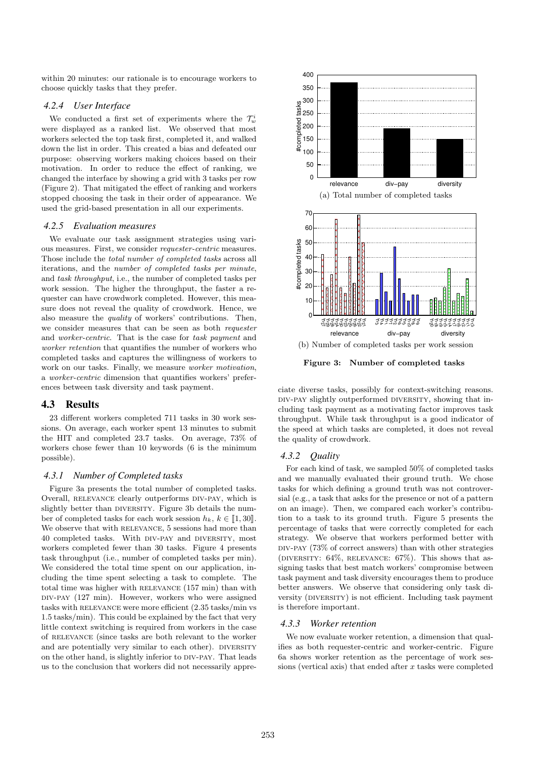within 20 minutes: our rationale is to encourage workers to choose quickly tasks that they prefer.

#### 4.2.4 User Interface

We conducted a first set of experiments where the $\mathcal{T}_w^i$ were displayed as a ranked list. We observed that most workers selected the top task first, completed it, and walked down the list in order. This created a bias and defeated our purpose: observing workers making choices based on their motivation. In order to reduce the effect of ranking, we changed the interface by showing a grid with 3 tasks per row (Figure 2). That mitigated the effect of ranking and workers stopped choosing the task in their order of appearance. We used the grid-based presentation in all our experiments.

#### 4.2.5 Evaluation measures

We evaluate our task assignment strategies using various measures. First, we consider *requester-centric* measures. Those include the *total number of completed tasks* across all iterations, and the *number of completed tasks per minute*, and *task throughput*, i.e., the number of completed tasks per work session. The higher the throughput, the faster a requester can have crowdwork completed. However, this measure does not reveal the quality of crowdwork. Hence, we also measure the *quality* of workers' contributions. Then, we consider measures that can be seen as both *requester* and *worker-centric*. That is the case for *task payment* and *worker retention* that quantifies the number of workers who completed tasks and captures the willingness of workers to work on our tasks. Finally, we measure *worker motivation*, a *worker-centric* dimension that quantifies workers' preferences between task diversity and task payment.

### 4.3 Results

23 different workers completed 711 tasks in 30 work sessions. On average, each worker spent 13 minutes to submit the HIT and completed 23.7 tasks. On average, 73% of workers chose fewer than 10 keywords (6 is the minimum possible).

#### 4.3.1 Number of Completed tasks

Figure 3a presents the total number of completed tasks. Overall, RELEVANCE clearly outperforms DIV-PAY, which is slightly better than DIVERSITY. Figure 3b details the number of completed tasks for each work session $h_k$, $k \in [\![1, 30]\!]$. We observe that with RELEVANCE, 5 sessions had more than 40 completed tasks. With DIV-PAY and DIVERSITY, most workers completed fewer than 30 tasks. Figure 4 presents task throughput (i.e., number of completed tasks per min). We considered the total time spent on our application, including the time spent selecting a task to complete. The total time was higher with RELEVANCE (157 min) than with DIV-PAY (127 min). However, workers who were assigned tasks with RELEVANCE were more efficient (2.35 tasks/min vs 1.5 tasks/min). This could be explained by the fact that very little context switching is required from workers in the case of RELEVANCE (since tasks are both relevant to the worker and are potentially very similar to each other). DIVERSITY on the other hand, is slightly inferior to DIV-PAY. That leads us to the conclusion that workers did not necessarily appreciate diverse tasks, possibly for context-switching reasons. DIV-PAY slightly outperformed DIVERSITY, showing that including task payment as a motivating factor improves task throughput. While task throughput is a good indicator of the speed at which tasks are completed, it does not reveal the quality of crowdwork.

(a) Total number of completed tasks

(b) Number of completed tasks per work session

**Figure 3: Number of completed tasks**

#### 4.3.2 Quality

For each kind of task, we sampled 50% of completed tasks and we manually evaluated their ground truth. We chose tasks for which defining a ground truth was not controversial (e.g., a task that asks for the presence or not of a pattern on an image). Then, we compared each worker's contribution to a task to its ground truth. Figure 5 presents the percentage of tasks that were correctly completed for each strategy. We observe that workers performed better with DIV-PAY (73% of correct answers) than with other strategies (DIVERSITY: 64%, RELEVANCE: 67%). This shows that assigning tasks that best match workers' compromise between task payment and task diversity encourages them to produce better answers. We observe that considering only task diversity (DIVERSITY) is not efficient. Including task payment is therefore important.

#### 4.3.3 Worker retention

We now evaluate worker retention, a dimension that qualifies as both requester-centric and worker-centric. Figure 6a shows worker retention as the percentage of work sessions (vertical axis) that ended after $x$ tasks were completed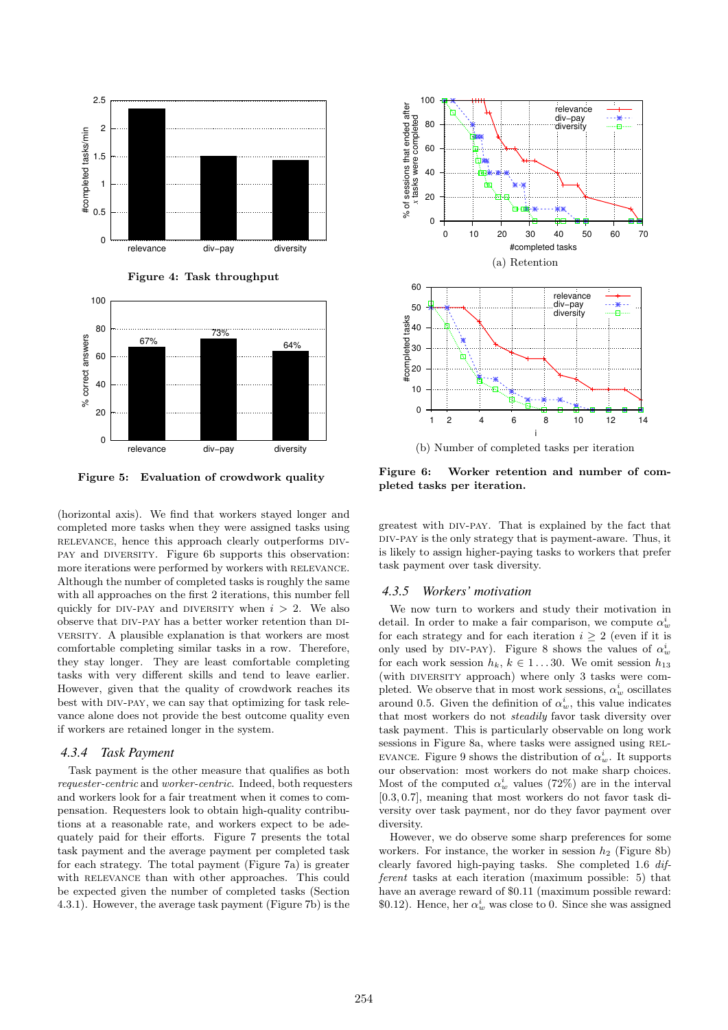Figure 4: Task throughput

Figure 5: Evaluation of crowdwork quality

(a) Retention

(b) Number of completed tasks per iteration

Figure 6: Worker retention and number of completed tasks per iteration.

(horizontal axis). We find that workers stayed longer and completed more tasks when they were assigned tasks using RELEVANCE, hence this approach clearly outperforms DIV-PAY and DIVERSITY. Figure 6b supports this observation: more iterations were performed by workers with RELEVANCE. Although the number of completed tasks is roughly the same with all approaches on the first 2 iterations, this number fell quickly for DIV-PAY and DIVERSITY when $i > 2$. We also observe that DIV-PAY has a better worker retention than DIVERSITY. A plausible explanation is that workers are most comfortable completing similar tasks in a row. Therefore, they stay longer. They are least comfortable completing tasks with very different skills and tend to leave earlier. However, given that the quality of crowdwork reaches its best with DIV-PAY, we can say that optimizing for task relevance alone does not provide the best outcome quality even if workers are retained longer in the system.

### 4.3.4 Task Payment

Task payment is the other measure that qualifies as both *requester-centric* and *worker-centric*. Indeed, both requesters and workers look for a fair treatment when it comes to compensation. Requesters look to obtain high-quality contributions at a reasonable rate, and workers expect to be adequately paid for their efforts. Figure 7 presents the total task payment and the average payment per completed task for each strategy. The total payment (Figure 7a) is greater with RELEVANCE than with other approaches. This could be expected given the number of completed tasks (Section 4.3.1). However, the average task payment (Figure 7b) is the greatest with DIV-PAY. That is explained by the fact that DIV-PAY is the only strategy that is payment-aware. Thus, it is likely to assign higher-paying tasks to workers that prefer task payment over task diversity.

### 4.3.5 Workers' motivation

We now turn to workers and study their motivation in detail. In order to make a fair comparison, we compute $\alpha_w^i$ for each strategy and for each iteration $i \geq 2$ (even if it is only used by DIV-PAY). Figure 8 shows the values of $\alpha_w^i$ for each work session $h_k$, $k \in 1 \ldots 30$. We omit session $h_{13}$ (with DIVERSITY approach) where only 3 tasks were completed. We observe that in most work sessions, $\alpha_w^i$ oscillates around 0.5. Given the definition of $\alpha_w^i$, this value indicates that most workers do not *steadily* favor task diversity over task payment. This is particularly observable on long work sessions in Figure 8a, where tasks were assigned using RELEVANCE. Figure 9 shows the distribution of $\alpha_w^i$. It supports our observation: most workers do not make sharp choices. Most of the computed $\alpha_w^i$ values (72%) are in the interval [0.3, 0.7], meaning that most workers do not favor task diversity over task payment, nor do they favor payment over diversity.

However, we do observe some sharp preferences for some workers. For instance, the worker in session $h_2$ (Figure 8b) clearly favored high-paying tasks. She completed 1.6 *different* tasks at each iteration (maximum possible: 5) that have an average reward of \$0.11 (maximum possible reward: \$0.12). Hence, her $\alpha_w^i$ was close to 0. Since she was assigned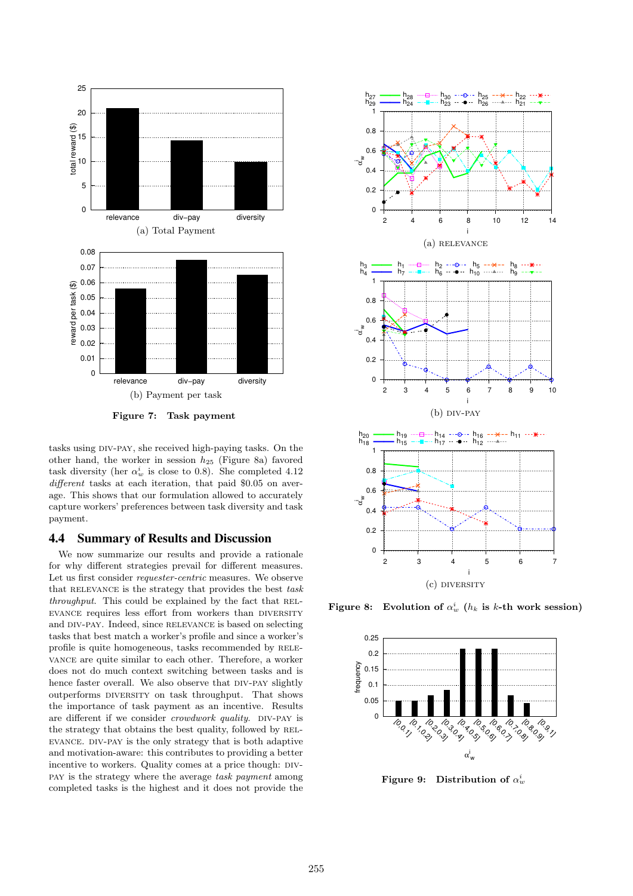Figure 7: Task payment

(a) Total Payment

(b) Payment per task

Figure 8: Evolution of $\alpha_w^i$ ($h_k$ is $k$-th work session)

(a) RELEVANCE

(b) DIV-PAY

(c) DIVERSITY

Figure 9: Distribution of $\alpha_w^i$

tasks using DIV-PAY, she received high-paying tasks. On the other hand, the worker in session $h_{25}$ (Figure 8a) favored task diversity (her $\alpha_w^i$ is close to 0.8). She completed 4.12 *different* tasks at each iteration, that paid \$0.05 on average. This shows that our formulation allowed to accurately capture workers' preferences between task diversity and task payment.

## 4.4 Summary of Results and Discussion

We now summarize our results and provide a rationale for why different strategies prevail for different measures. Let us first consider *requester-centric* measures. We observe that RELEVANCE is the strategy that provides the best *task throughput*. This could be explained by the fact that RELEVANCE requires less effort from workers than DIVERSITY and DIV-PAY. Indeed, since RELEVANCE is based on selecting tasks that best match a worker's profile and since a worker's profile is quite homogeneous, tasks recommended by RELEVANCE are quite similar to each other. Therefore, a worker does not do much context switching between tasks and is hence faster overall. We also observe that DIV-PAY slightly outperforms DIVERSITY on task throughput. That shows the importance of task payment as an incentive. Results are different if we consider *crowdwork quality*. DIV-PAY is the strategy that obtains the best quality, followed by RELEVANCE. DIV-PAY is the only strategy that is both adaptive and motivation-aware: this contributes to providing a better incentive to workers. Quality comes at a price though: DIV-PAY is the strategy where the average *task payment* among completed tasks is the highest and it does not provide the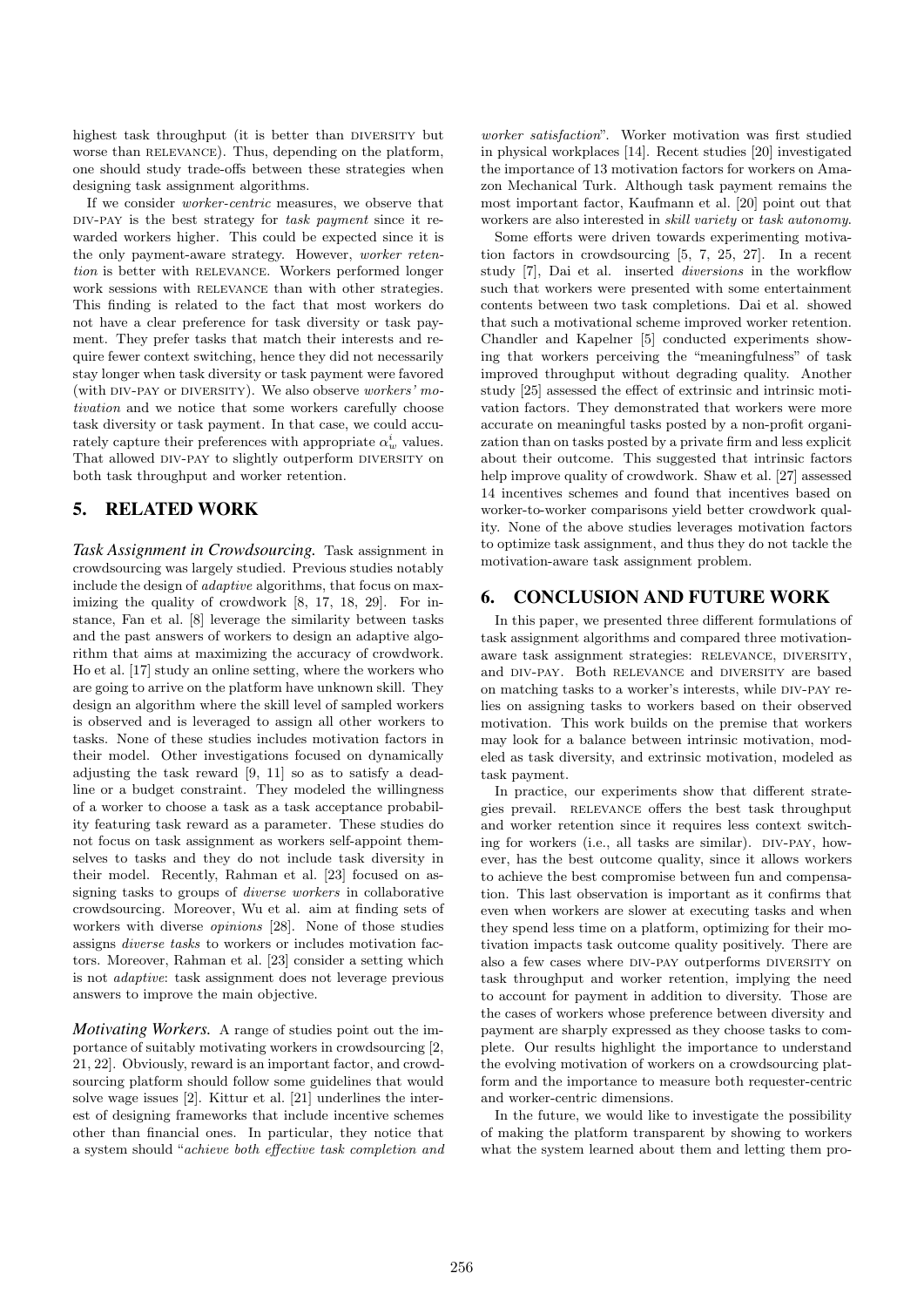highest task throughput (it is better than DIVERSITY but worse than RELEVANCE). Thus, depending on the platform, one should study trade-offs between these strategies when designing task assignment algorithms.

If we consider *worker-centric* measures, we observe that DIV-PAY is the best strategy for *task payment* since it rewarded workers higher. This could be expected since it is the only payment-aware strategy. However, *worker retention* is better with RELEVANCE. Workers performed longer work sessions with RELEVANCE than with other strategies. This finding is related to the fact that most workers do not have a clear preference for task diversity or task payment. They prefer tasks that match their interests and require fewer context switching, hence they did not necessarily stay longer when task diversity or task payment were favored (with DIV-PAY or DIVERSITY). We also observe *workers' motivation* and we notice that some workers carefully choose task diversity or task payment. In that case, we could accurately capture their preferences with appropriate $\alpha_w^i$ values. That allowed DIV-PAY to slightly outperform DIVERSITY on both task throughput and worker retention.

## 5. RELATED WORK

***Task Assignment in Crowdsourcing.*** Task assignment in crowdsourcing was largely studied. Previous studies notably include the design of *adaptive* algorithms, that focus on maximizing the quality of crowdwork [8, 17, 18, 29]. For instance, Fan et al. [8] leverage the similarity between tasks and the past answers of workers to design an adaptive algorithm that aims at maximizing the accuracy of crowdwork. Ho et al. [17] study an online setting, where the workers who are going to arrive on the platform have unknown skill. They design an algorithm where the skill level of sampled workers is observed and is leveraged to assign all other workers to tasks. None of these studies includes motivation factors in their model. Other investigations focused on dynamically adjusting the task reward [9, 11] so as to satisfy a deadline or a budget constraint. They modeled the willingness of a worker to choose a task as a task acceptance probability featuring task reward as a parameter. These studies do not focus on task assignment as workers self-appoint themselves to tasks and they do not include task diversity in their model. Recently, Rahman et al. [23] focused on assigning tasks to groups of *diverse workers* in collaborative crowdsourcing. Moreover, Wu et al. aim at finding sets of workers with diverse *opinions* [28]. None of those studies assigns *diverse tasks* to workers or includes motivation factors. Moreover, Rahman et al. [23] consider a setting which is not *adaptive*: task assignment does not leverage previous answers to improve the main objective.

***Motivating Workers.*** A range of studies point out the importance of suitably motivating workers in crowdsourcing [2, 21, 22]. Obviously, reward is an important factor, and crowdsourcing platform should follow some guidelines that would solve wage issues [2]. Kittur et al. [21] underlines the interest of designing frameworks that include incentive schemes other than financial ones. In particular, they notice that a system should "*achieve both effective task completion and worker satisfaction*". Worker motivation was first studied in physical workplaces [14]. Recent studies [20] investigated the importance of 13 motivation factors for workers on Amazon Mechanical Turk. Although task payment remains the most important factor, Kaufmann et al. [20] point out that workers are also interested in *skill variety* or *task autonomy*.

Some efforts were driven towards experimenting motivation factors in crowdsourcing [5, 7, 25, 27]. In a recent study [7], Dai et al. inserted *diversions* in the workflow such that workers were presented with some entertainment contents between two task completions. Dai et al. showed that such a motivational scheme improved worker retention. Chandler and Kapelner [5] conducted experiments showing that workers perceiving the "meaningfulness" of task improved throughput without degrading quality. Another study [25] assessed the effect of extrinsic and intrinsic motivation factors. They demonstrated that workers were more accurate on meaningful tasks posted by a non-profit organization than on tasks posted by a private firm and less explicit about their outcome. This suggested that intrinsic factors help improve quality of crowdwork. Shaw et al. [27] assessed 14 incentives schemes and found that incentives based on worker-to-worker comparisons yield better crowdwork quality. None of the above studies leverages motivation factors to optimize task assignment, and thus they do not tackle the motivation-aware task assignment problem.

## 6. CONCLUSION AND FUTURE WORK

In this paper, we presented three different formulations of task assignment algorithms and compared three motivation-aware task assignment strategies: RELEVANCE, DIVERSITY, and DIV-PAY. Both RELEVANCE and DIVERSITY are based on matching tasks to a worker's interests, while DIV-PAY relies on assigning tasks to workers based on their observed motivation. This work builds on the premise that workers may look for a balance between intrinsic motivation, modeled as task diversity, and extrinsic motivation, modeled as task payment.

In practice, our experiments show that different strategies prevail. RELEVANCE offers the best task throughput and worker retention since it requires less context switching for workers (i.e., all tasks are similar). DIV-PAY, however, has the best outcome quality, since it allows workers to achieve the best compromise between fun and compensation. This last observation is important as it confirms that even when workers are slower at executing tasks and when they spend less time on a platform, optimizing for their motivation impacts task outcome quality positively. There are also a few cases where DIV-PAY outperforms DIVERSITY on task throughput and worker retention, implying the need to account for payment in addition to diversity. Those are the cases of workers whose preference between diversity and payment are sharply expressed as they choose tasks to complete. Our results highlight the importance to understand the evolving motivation of workers on a crowdsourcing platform and the importance to measure both requester-centric and worker-centric dimensions.

In the future, we would like to investigate the possibility of making the platform transparent by showing to workers what the system learned about them and letting them pro-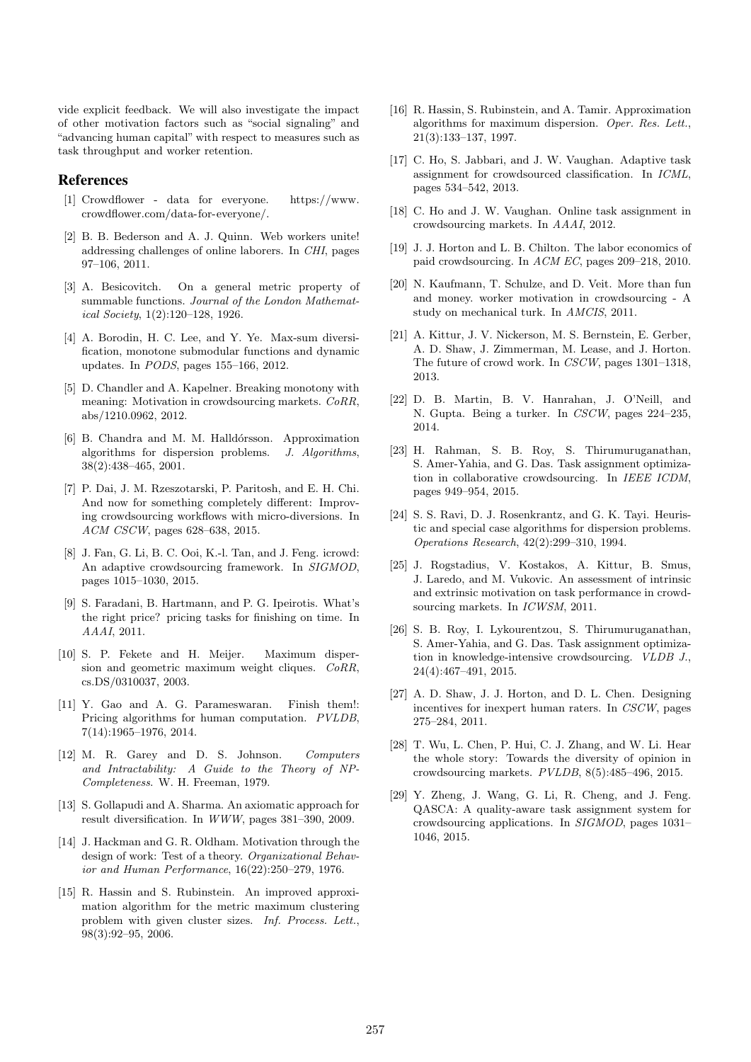vide explicit feedback. We will also investigate the impact of other motivation factors such as "social signaling" and "advancing human capital" with respect to measures such as task throughput and worker retention.

## References

[1] Crowdflower - data for everyone. https://www.crowdflower.com/data-for-everyone/.

[2] B. B. Bederson and A. J. Quinn. Web workers unite! addressing challenges of online laborers. In *CHI*, pages 97–106, 2011.

[3] A. Besicovitch. On a general metric property of summable functions. *Journal of the London Mathematical Society*, 1(2):120–128, 1926.

[4] A. Borodin, H. C. Lee, and Y. Ye. Max-sum diversification, monotone submodular functions and dynamic updates. In *PODS*, pages 155–166, 2012.

[5] D. Chandler and A. Kapelner. Breaking monotony with meaning: Motivation in crowdsourcing markets. *CoRR*, abs/1210.0962, 2012.

[6] B. Chandra and M. M. Halldórsson. Approximation algorithms for dispersion problems. *J. Algorithms*, 38(2):438–465, 2001.

[7] P. Dai, J. M. Rzeszotarski, P. Paritosh, and E. H. Chi. And now for something completely different: Improving crowdsourcing workflows with micro-diversions. In *ACM CSCW*, pages 628–638, 2015.

[8] J. Fan, G. Li, B. C. Ooi, K.-l. Tan, and J. Feng. icrowd: An adaptive crowdsourcing framework. In *SIGMOD*, pages 1015–1030, 2015.

[9] S. Faradani, B. Hartmann, and P. G. Ipeirotis. What's the right price? pricing tasks for finishing on time. In *AAAI*, 2011.

[10] S. P. Fekete and H. Meijer. Maximum dispersion and geometric maximum weight cliques. *CoRR*, cs.DS/0310037, 2003.

[11] Y. Gao and A. G. Parameswaran. Finish them!: Pricing algorithms for human computation. *PVLDB*, 7(14):1965–1976, 2014.

[12] M. R. Garey and D. S. Johnson. *Computers and Intractability: A Guide to the Theory of NP-Completeness*. W. H. Freeman, 1979.

[13] S. Gollapudi and A. Sharma. An axiomatic approach for result diversification. In *WWW*, pages 381–390, 2009.

[14] J. Hackman and G. R. Oldham. Motivation through the design of work: Test of a theory. *Organizational Behavior and Human Performance*, 16(22):250–279, 1976.

[15] R. Hassin and S. Rubinstein. An improved approximation algorithm for the metric maximum clustering problem with given cluster sizes. *Inf. Process. Lett.*, 98(3):92–95, 2006.

[16] R. Hassin, S. Rubinstein, and A. Tamir. Approximation algorithms for maximum dispersion. *Oper. Res. Lett.*, 21(3):133–137, 1997.

[17] C. Ho, S. Jabbari, and J. W. Vaughan. Adaptive task assignment for crowdsourced classification. In *ICML*, pages 534–542, 2013.

[18] C. Ho and J. W. Vaughan. Online task assignment in crowdsourcing markets. In *AAAI*, 2012.

[19] J. J. Horton and L. B. Chilton. The labor economics of paid crowdsourcing. In *ACM EC*, pages 209–218, 2010.

[20] N. Kaufmann, T. Schulze, and D. Veit. More than fun and money. worker motivation in crowdsourcing - A study on mechanical turk. In *AMCIS*, 2011.

[21] A. Kittur, J. V. Nickerson, M. S. Bernstein, E. Gerber, A. D. Shaw, J. Zimmerman, M. Lease, and J. Horton. The future of crowd work. In *CSCW*, pages 1301–1318, 2013.

[22] D. B. Martin, B. V. Hanrahan, J. O'Neill, and N. Gupta. Being a turker. In *CSCW*, pages 224–235, 2014.

[23] H. Rahman, S. B. Roy, S. Thirumuruganathan, S. Amer-Yahia, and G. Das. Task assignment optimization in collaborative crowdsourcing. In *IEEE ICDM*, pages 949–954, 2015.

[24] S. S. Ravi, D. J. Rosenkrantz, and G. K. Tayi. Heuristic and special case algorithms for dispersion problems. *Operations Research*, 42(2):299–310, 1994.

[25] J. Rogstadius, V. Kostakos, A. Kittur, B. Smus, J. Laredo, and M. Vukovic. An assessment of intrinsic and extrinsic motivation on task performance in crowdsourcing markets. In *ICWSM*, 2011.

[26] S. B. Roy, I. Lykourentzou, S. Thirumuruganathan, S. Amer-Yahia, and G. Das. Task assignment optimization in knowledge-intensive crowdsourcing. *VLDB J.*, 24(4):467–491, 2015.

[27] A. D. Shaw, J. J. Horton, and D. L. Chen. Designing incentives for inexpert human raters. In *CSCW*, pages 275–284, 2011.

[28] T. Wu, L. Chen, P. Hui, C. J. Zhang, and W. Li. Hear the whole story: Towards the diversity of opinion in crowdsourcing markets. *PVLDB*, 8(5):485–496, 2015.

[29] Y. Zheng, J. Wang, G. Li, R. Cheng, and J. Feng. QASCA: A quality-aware task assignment system for crowdsourcing applications. In *SIGMOD*, pages 1031–1046, 2015.